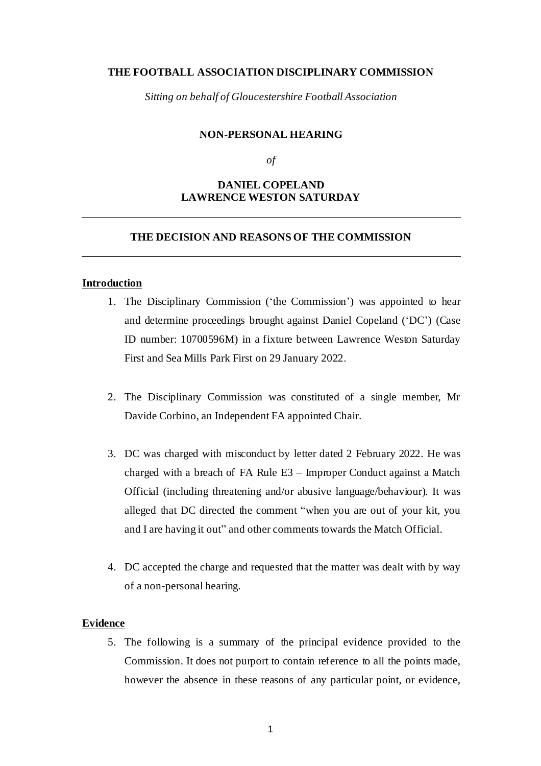**THE FOOTBALL ASSOCIATION DISCIPLINARY COMMISSION**

*Sitting on behalf of Gloucestershire Football Association*

**NON-PERSONAL HEARING**

*of*

**DANIEL COPELAND**
**LAWRENCE WESTON SATURDAY**

---

**THE DECISION AND REASONS OF THE COMMISSION**

---

## Introduction

1. The Disciplinary Commission ('the Commission') was appointed to hear and determine proceedings brought against Daniel Copeland ('DC') (Case ID number: 10700596M) in a fixture between Lawrence Weston Saturday First and Sea Mills Park First on 29 January 2022.

2. The Disciplinary Commission was constituted of a single member, Mr Davide Corbino, an Independent FA appointed Chair.

3. DC was charged with misconduct by letter dated 2 February 2022. He was charged with a breach of FA Rule E3 – Improper Conduct against a Match Official (including threatening and/or abusive language/behaviour). It was alleged that DC directed the comment "when you are out of your kit, you and I are having it out" and other comments towards the Match Official.

4. DC accepted the charge and requested that the matter was dealt with by way of a non-personal hearing.

## Evidence

5. The following is a summary of the principal evidence provided to the Commission. It does not purport to contain reference to all the points made, however the absence in these reasons of any particular point, or evidence,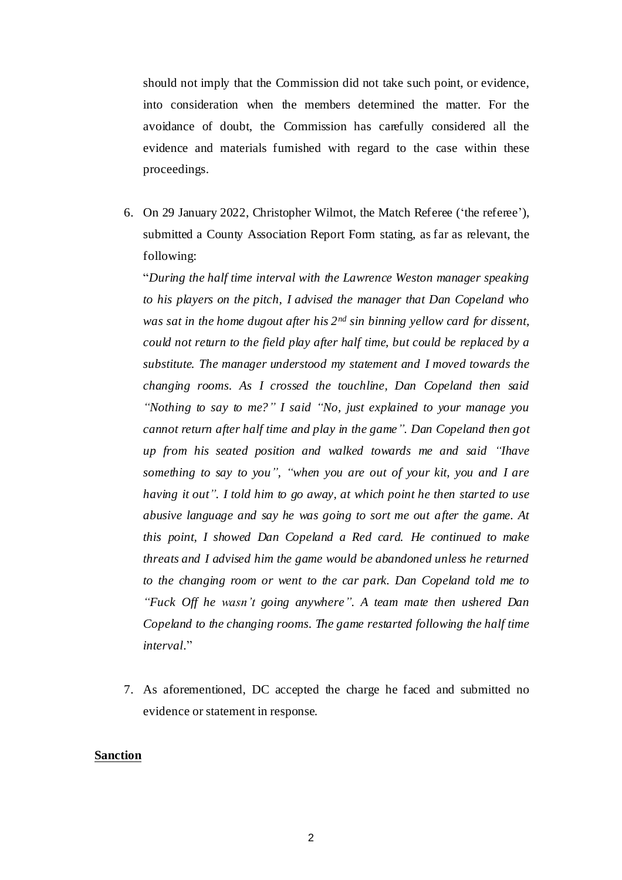should not imply that the Commission did not take such point, or evidence, into consideration when the members determined the matter. For the avoidance of doubt, the Commission has carefully considered all the evidence and materials furnished with regard to the case within these proceedings.

6. On 29 January 2022, Christopher Wilmot, the Match Referee ('the referee'), submitted a County Association Report Form stating, as far as relevant, the following:

   "*During the half time interval with the Lawrence Weston manager speaking to his players on the pitch, I advised the manager that Dan Copeland who was sat in the home dugout after his 2nd sin binning yellow card for dissent, could not return to the field play after half time, but could be replaced by a substitute. The manager understood my statement and I moved towards the changing rooms. As I crossed the touchline, Dan Copeland then said "Nothing to say to me?" I said "No, just explained to your manage you cannot return after half time and play in the game". Dan Copeland then got up from his seated position and walked towards me and said "Ihave something to say to you", "when you are out of your kit, you and I are having it out". I told him to go away, at which point he then started to use abusive language and say he was going to sort me out after the game. At this point, I showed Dan Copeland a Red card. He continued to make threats and I advised him the game would be abandoned unless he returned to the changing room or went to the car park. Dan Copeland told me to "Fuck Off he wasn't going anywhere". A team mate then ushered Dan Copeland to the changing rooms. The game restarted following the half time interval.*"

7. As aforementioned, DC accepted the charge he faced and submitted no evidence or statement in response.

## Sanction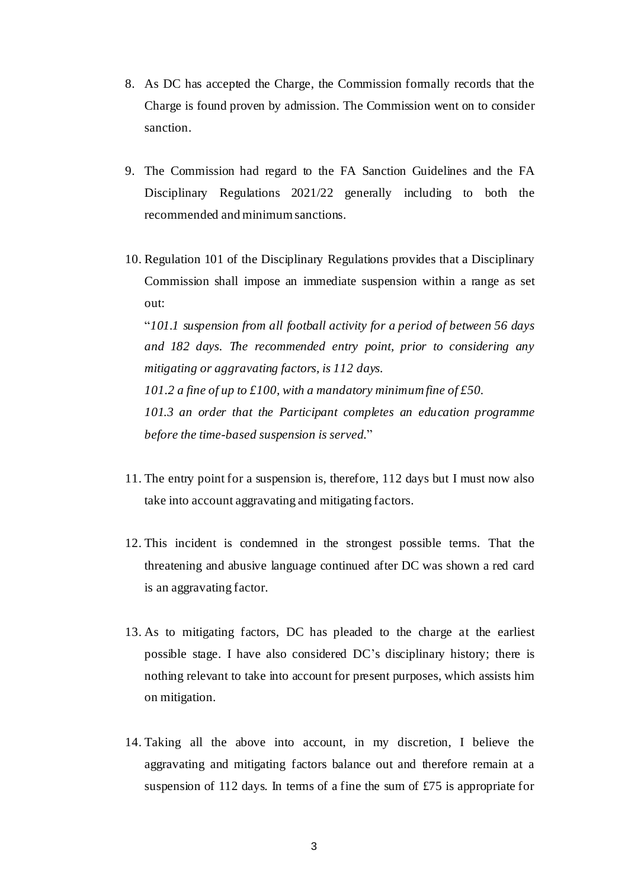8. As DC has accepted the Charge, the Commission formally records that the Charge is found proven by admission. The Commission went on to consider sanction.

9. The Commission had regard to the FA Sanction Guidelines and the FA Disciplinary Regulations 2021/22 generally including to both the recommended and minimum sanctions.

10. Regulation 101 of the Disciplinary Regulations provides that a Disciplinary Commission shall impose an immediate suspension within a range as set out:

    "*101.1 suspension from all football activity for a period of between 56 days and 182 days. The recommended entry point, prior to considering any mitigating or aggravating factors, is 112 days.*

    *101.2 a fine of up to £100, with a mandatory minimum fine of £50.*

    *101.3 an order that the Participant completes an education programme before the time-based suspension is served.*"

11. The entry point for a suspension is, therefore, 112 days but I must now also take into account aggravating and mitigating factors.

12. This incident is condemned in the strongest possible terms. That the threatening and abusive language continued after DC was shown a red card is an aggravating factor.

13. As to mitigating factors, DC has pleaded to the charge at the earliest possible stage. I have also considered DC's disciplinary history; there is nothing relevant to take into account for present purposes, which assists him on mitigation.

14. Taking all the above into account, in my discretion, I believe the aggravating and mitigating factors balance out and therefore remain at a suspension of 112 days. In terms of a fine the sum of £75 is appropriate for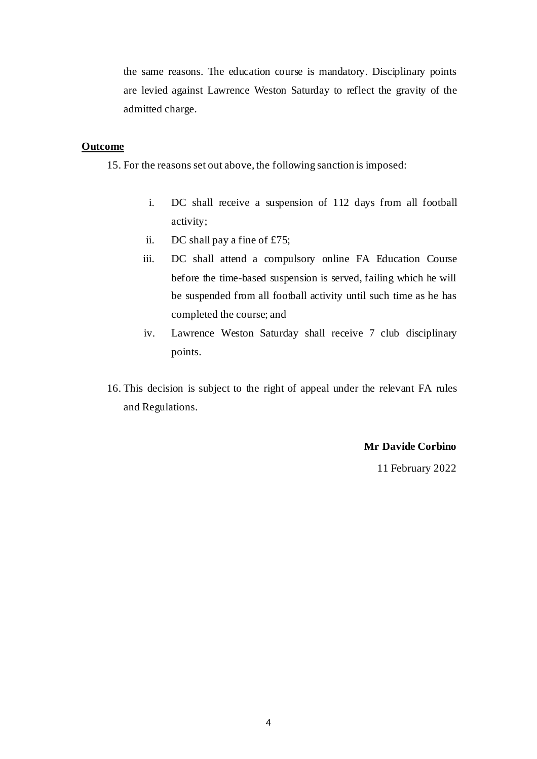the same reasons. The education course is mandatory. Disciplinary points are levied against Lawrence Weston Saturday to reflect the gravity of the admitted charge.

**Outcome**

15. For the reasons set out above, the following sanction is imposed:

    i. DC shall receive a suspension of 112 days from all football activity;

    ii. DC shall pay a fine of £75;

    iii. DC shall attend a compulsory online FA Education Course before the time-based suspension is served, failing which he will be suspended from all football activity until such time as he has completed the course; and

    iv. Lawrence Weston Saturday shall receive 7 club disciplinary points.

16. This decision is subject to the right of appeal under the relevant FA rules and Regulations.

**Mr Davide Corbino**

11 February 2022